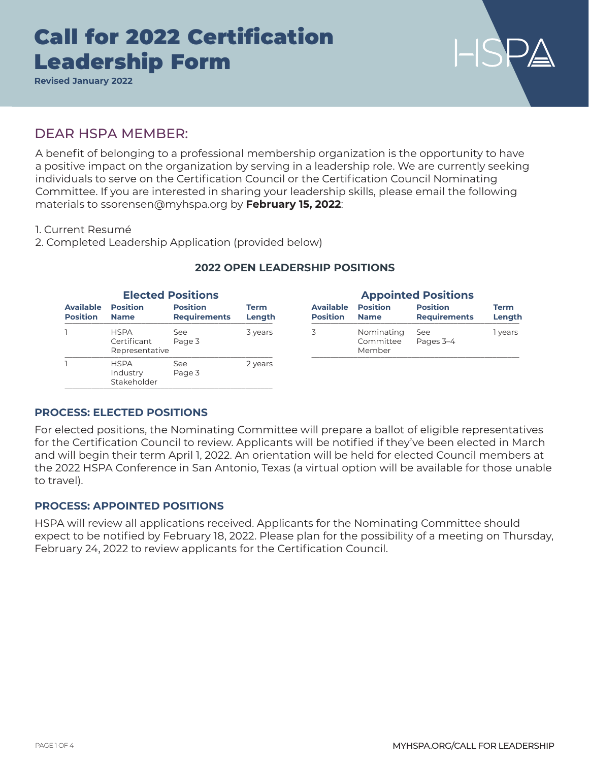# Call for 2022 Certification Leadership Form

**Revised January 2022**

## DEAR HSPA MEMBER:

A benefit of belonging to a professional membership organization is the opportunity to have a positive impact on the organization by serving in a leadership role. We are currently seeking individuals to serve on the Certification Council or the Certification Council Nominating Committee. If you are interested in sharing your leadership skills, please email the following materials to ssorensen@myhspa.org by **February 15, 2022**:

1. Current Resumé
2. Completed Leadership Application (provided below)

### 2022 OPEN LEADERSHIP POSITIONS

**Elected Positions**

| Available Position | Position Name | Position Requirements | Term Length |
|---|---|---|---|
| 1 | HSPA Certificant Representative | See Page 3 | 3 years |
| 1 | HSPA Industry Stakeholder | See Page 3 | 2 years |

**Appointed Positions**

| Available Position | Position Name | Position Requirements | Term Length |
|---|---|---|---|
| 3 | Nominating Committee Member | See Pages 3–4 | 1 years |

### PROCESS: ELECTED POSITIONS

For elected positions, the Nominating Committee will prepare a ballot of eligible representatives for the Certification Council to review. Applicants will be notified if they've been elected in March and will begin their term April 1, 2022. An orientation will be held for elected Council members at the 2022 HSPA Conference in San Antonio, Texas (a virtual option will be available for those unable to travel).

### PROCESS: APPOINTED POSITIONS

HSPA will review all applications received. Applicants for the Nominating Committee should expect to be notified by February 18, 2022. Please plan for the possibility of a meeting on Thursday, February 24, 2022 to review applicants for the Certification Council.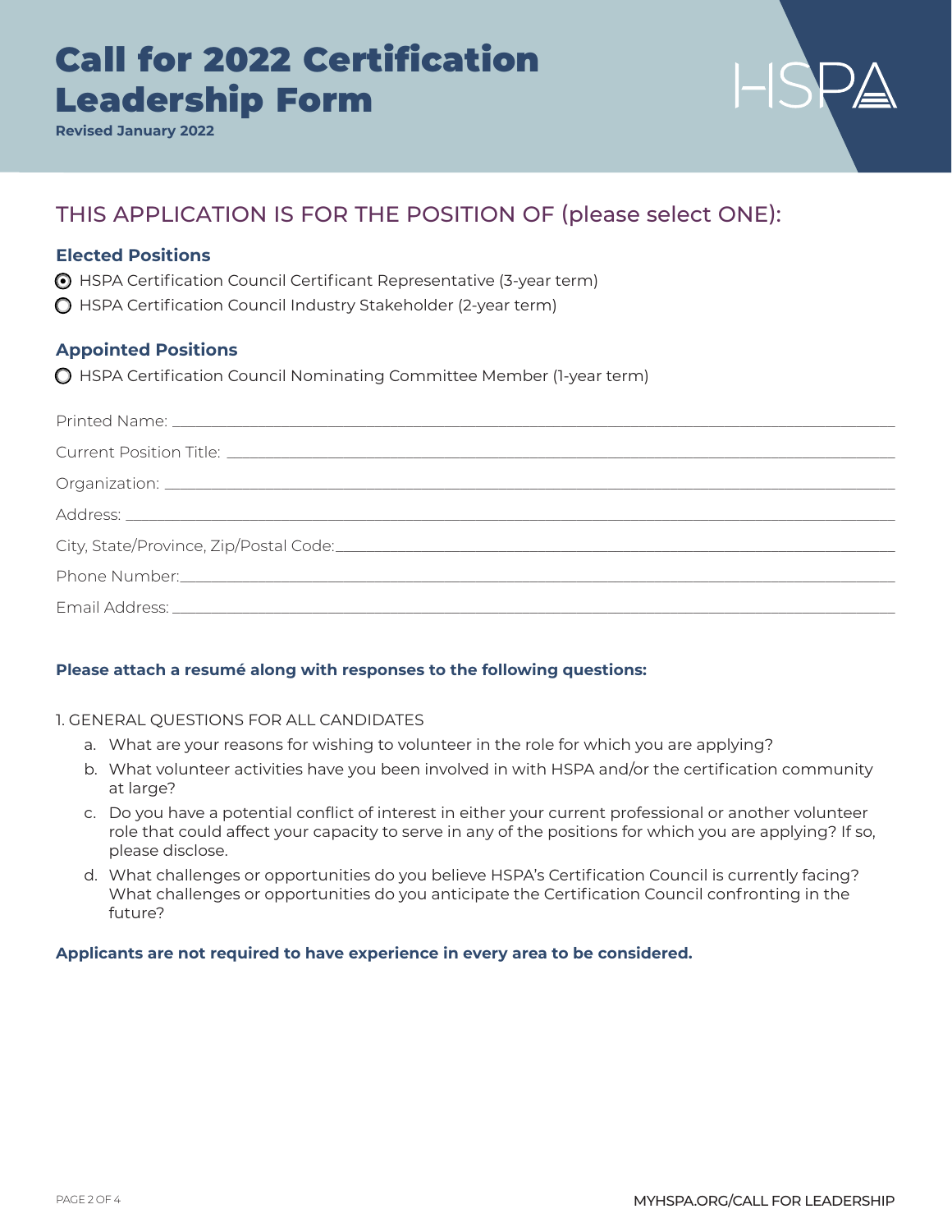# Call for 2022 Certification Leadership Form

**Revised January 2022**

## THIS APPLICATION IS FOR THE POSITION OF (please select ONE):

### Elected Positions

- (●) HSPA Certification Council Certificant Representative (3-year term)
- ( ) HSPA Certification Council Industry Stakeholder (2-year term)

### Appointed Positions

- ( ) HSPA Certification Council Nominating Committee Member (1-year term)

Printed Name: ______________________________

Current Position Title: ______________________________

Organization: ______________________________

Address: ______________________________

City, State/Province, Zip/Postal Code: ______________________________

Phone Number: ______________________________

Email Address: ______________________________

**Please attach a resumé along with responses to the following questions:**

1. GENERAL QUESTIONS FOR ALL CANDIDATES
   a. What are your reasons for wishing to volunteer in the role for which you are applying?
   b. What volunteer activities have you been involved in with HSPA and/or the certification community at large?
   c. Do you have a potential conflict of interest in either your current professional or another volunteer role that could affect your capacity to serve in any of the positions for which you are applying? If so, please disclose.
   d. What challenges or opportunities do you believe HSPA's Certification Council is currently facing? What challenges or opportunities do you anticipate the Certification Council confronting in the future?

**Applicants are not required to have experience in every area to be considered.**

MYHSPA.ORG/CALL FOR LEADERSHIP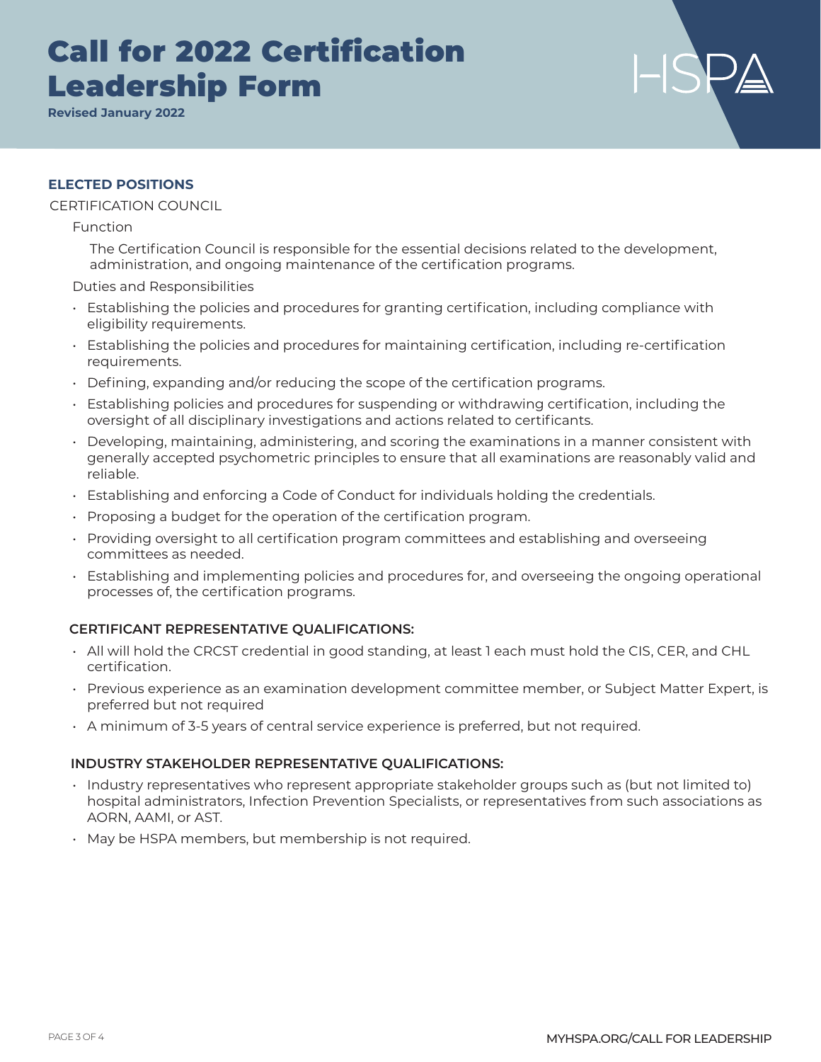# Call for 2022 Certification Leadership Form

**Revised January 2022**

## ELECTED POSITIONS

CERTIFICATION COUNCIL

Function

The Certification Council is responsible for the essential decisions related to the development, administration, and ongoing maintenance of the certification programs.

Duties and Responsibilities

- Establishing the policies and procedures for granting certification, including compliance with eligibility requirements.
- Establishing the policies and procedures for maintaining certification, including re-certification requirements.
- Defining, expanding and/or reducing the scope of the certification programs.
- Establishing policies and procedures for suspending or withdrawing certification, including the oversight of all disciplinary investigations and actions related to certificants.
- Developing, maintaining, administering, and scoring the examinations in a manner consistent with generally accepted psychometric principles to ensure that all examinations are reasonably valid and reliable.
- Establishing and enforcing a Code of Conduct for individuals holding the credentials.
- Proposing a budget for the operation of the certification program.
- Providing oversight to all certification program committees and establishing and overseeing committees as needed.
- Establishing and implementing policies and procedures for, and overseeing the ongoing operational processes of, the certification programs.

### CERTIFICANT REPRESENTATIVE QUALIFICATIONS:

- All will hold the CRCST credential in good standing, at least 1 each must hold the CIS, CER, and CHL certification.
- Previous experience as an examination development committee member, or Subject Matter Expert, is preferred but not required
- A minimum of 3-5 years of central service experience is preferred, but not required.

### INDUSTRY STAKEHOLDER REPRESENTATIVE QUALIFICATIONS:

- Industry representatives who represent appropriate stakeholder groups such as (but not limited to) hospital administrators, Infection Prevention Specialists, or representatives from such associations as AORN, AAMI, or AST.
- May be HSPA members, but membership is not required.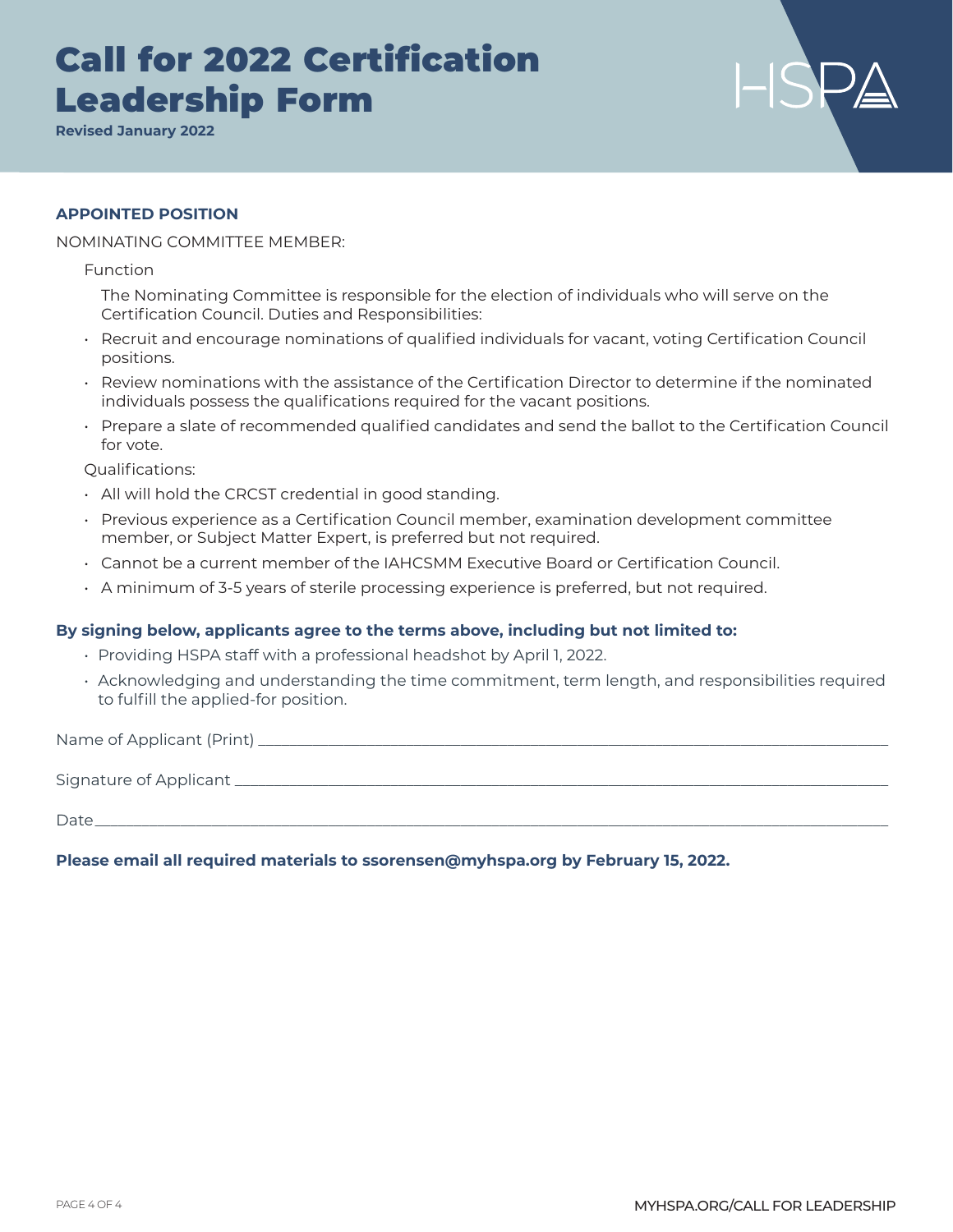# Call for 2022 Certification Leadership Form

**Revised January 2022**

HSPA

### APPOINTED POSITION

NOMINATING COMMITTEE MEMBER:

Function

The Nominating Committee is responsible for the election of individuals who will serve on the Certification Council. Duties and Responsibilities:

- Recruit and encourage nominations of qualified individuals for vacant, voting Certification Council positions.
- Review nominations with the assistance of the Certification Director to determine if the nominated individuals possess the qualifications required for the vacant positions.
- Prepare a slate of recommended qualified candidates and send the ballot to the Certification Council for vote.

Qualifications:

- All will hold the CRCST credential in good standing.
- Previous experience as a Certification Council member, examination development committee member, or Subject Matter Expert, is preferred but not required.
- Cannot be a current member of the IAHCSMM Executive Board or Certification Council.
- A minimum of 3-5 years of sterile processing experience is preferred, but not required.

**By signing below, applicants agree to the terms above, including but not limited to:**

- Providing HSPA staff with a professional headshot by April 1, 2022.
- Acknowledging and understanding the time commitment, term length, and responsibilities required to fulfill the applied-for position.

Name of Applicant (Print) ____________________________________________

Signature of Applicant ____________________________________________

Date ____________________________________________

**Please email all required materials to ssorensen@myhspa.org by February 15, 2022.**

MYHSPA.ORG/CALL FOR LEADERSHIP